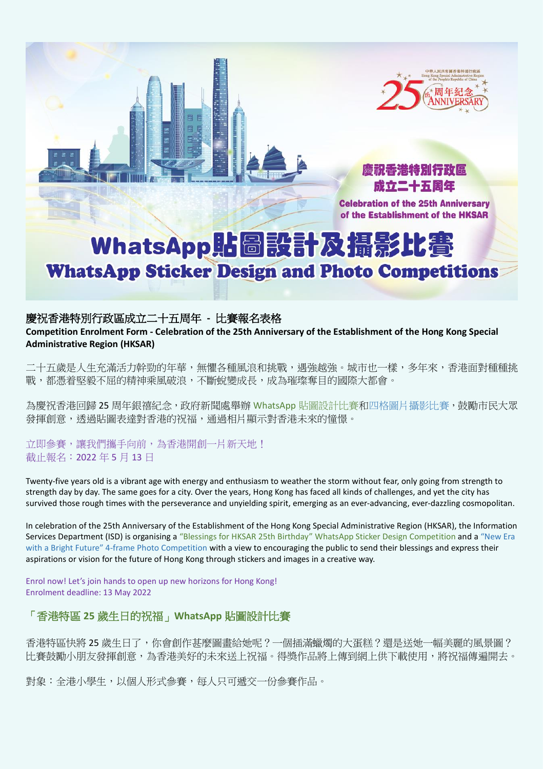# 慶祝香港特別行政區成立二十五周年

Celebration of the 25th Anniversary of the Establishment of the HKSAR

# WhatsApp貼圖設計及攝影比賽

# WhatsApp Sticker Design and Photo Competitions

## 慶祝香港特別行政區成立二十五周年 - 比賽報名表格

**Competition Enrolment Form - Celebration of the 25th Anniversary of the Establishment of the Hong Kong Special Administrative Region (HKSAR)**

二十五歲是人生充滿活力幹勁的年華，無懼各種風浪和挑戰，遇強越強。城市也一樣，多年來，香港面對種種挑戰，都憑着堅毅不屈的精神乘風破浪，不斷蛻變成長，成為璀璨奪目的國際大都會。

為慶祝香港回歸 25 周年銀禧紀念，政府新聞處舉辦 WhatsApp 貼圖設計比賽和四格圖片攝影比賽，鼓勵市民大眾發揮創意，透過貼圖表達對香港的祝福，通過相片顯示對香港未來的憧憬。

立即參賽，讓我們攜手向前，為香港開創一片新天地！
截止報名：2022 年 5 月 13 日

Twenty-five years old is a vibrant age with energy and enthusiasm to weather the storm without fear, only going from strength to strength day by day. The same goes for a city. Over the years, Hong Kong has faced all kinds of challenges, and yet the city has survived those rough times with the perseverance and unyielding spirit, emerging as an ever-advancing, ever-dazzling cosmopolitan.

In celebration of the 25th Anniversary of the Establishment of the Hong Kong Special Administrative Region (HKSAR), the Information Services Department (ISD) is organising a "Blessings for HKSAR 25th Birthday" WhatsApp Sticker Design Competition and a "New Era with a Bright Future" 4-frame Photo Competition with a view to encouraging the public to send their blessings and express their aspirations or vision for the future of Hong Kong through stickers and images in a creative way.

Enrol now! Let's join hands to open up new horizons for Hong Kong!
Enrolment deadline: 13 May 2022

## 「香港特區 25 歲生日的祝福」WhatsApp 貼圖設計比賽

香港特區快將 25 歲生日了，你會創作甚麼圖畫給她呢？一個插滿蠟燭的大蛋糕？還是送她一幅美麗的風景圖？比賽鼓勵小朋友發揮創意，為香港美好的未來送上祝福。得獎作品將上傳到網上供下載使用，將祝福傳遍開去。

對象：全港小學生，以個人形式參賽，每人只可遞交一份參賽作品。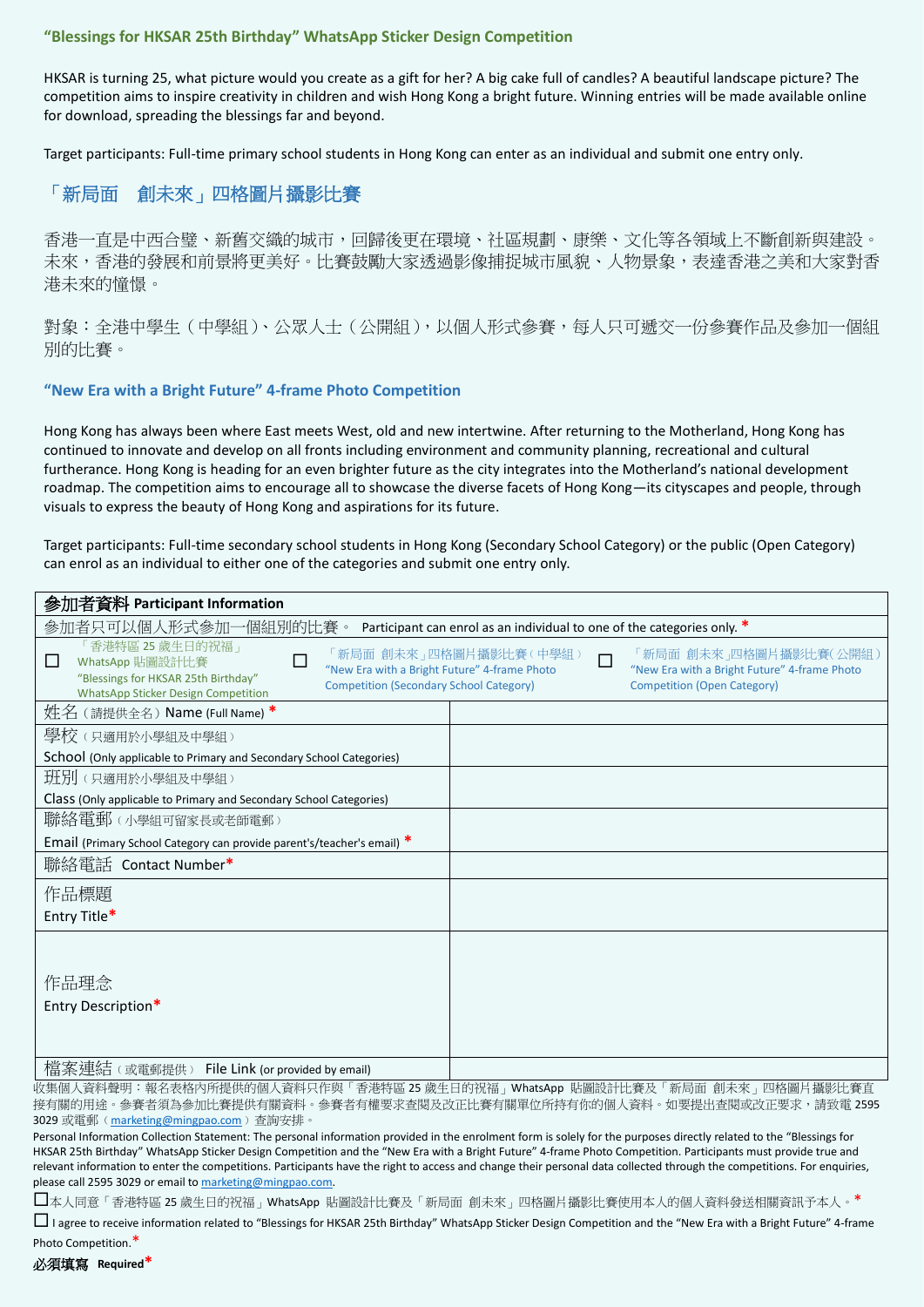### "Blessings for HKSAR 25th Birthday" WhatsApp Sticker Design Competition

HKSAR is turning 25, what picture would you create as a gift for her? A big cake full of candles? A beautiful landscape picture? The competition aims to inspire creativity in children and wish Hong Kong a bright future. Winning entries will be made available online for download, spreading the blessings far and beyond.

Target participants: Full-time primary school students in Hong Kong can enter as an individual and submit one entry only.

## 「新局面　創未來」四格圖片攝影比賽

香港一直是中西合璧、新舊交織的城市，回歸後更在環境、社區規劃、康樂、文化等各領域上不斷創新與建設。未來，香港的發展和前景將更美好。比賽鼓勵大家透過影像捕捉城市風貌、人物景象，表達香港之美和大家對香港未來的憧憬。

對象：全港中學生（中學組）、公眾人士（公開組），以個人形式參賽，每人只可遞交一份參賽作品及參加一個組別的比賽。

### "New Era with a Bright Future" 4-frame Photo Competition

Hong Kong has always been where East meets West, old and new intertwine. After returning to the Motherland, Hong Kong has continued to innovate and develop on all fronts including environment and community planning, recreational and cultural furtherance. Hong Kong is heading for an even brighter future as the city integrates into the Motherland's national development roadmap. The competition aims to encourage all to showcase the diverse facets of Hong Kong—its cityscapes and people, through visuals to express the beauty of Hong Kong and aspirations for its future.

Target participants: Full-time secondary school students in Hong Kong (Secondary School Category) or the public (Open Category) can enrol as an individual to either one of the categories and submit one entry only.

| **參加者資料 Participant Information** | |
|---|---|
| 參加者只可以個人形式參加一個組別的比賽。 Participant can enrol as an individual to one of the categories only. * | |
| ☐ 「香港特區 25 歲生日的祝福」WhatsApp 貼圖設計比賽 "Blessings for HKSAR 25th Birthday" WhatsApp Sticker Design Competition　☐ 「新局面 創未來」四格圖片攝影比賽（中學組） "New Era with a Bright Future" 4-frame Photo Competition (Secondary School Category)　☐ 「新局面 創未來」四格圖片攝影比賽（公開組） "New Era with a Bright Future" 4-frame Photo Competition (Open Category) | |
| 姓名（請提供全名）Name (Full Name) * | |
| 學校（只適用於小學組及中學組） School (Only applicable to Primary and Secondary School Categories) | |
| 班別（只適用於小學組及中學組） Class (Only applicable to Primary and Secondary School Categories) | |
| 聯絡電郵（小學組可留家長或老師電郵） Email (Primary School Category can provide parent's/teacher's email) * | |
| 聯絡電話 Contact Number* | |
| 作品標題 Entry Title* | |
| 作品理念 Entry Description* | |
| 檔案連結（或電郵提供） File Link (or provided by email) | |

收集個人資料聲明：報名表格內所提供的個人資料只作與「香港特區 25 歲生日的祝福」WhatsApp 貼圖設計比賽及「新局面 創未來」四格圖片攝影比賽直接有關的用途。參賽者須為參加比賽提供有關資料。參賽者有權要求查閱及改正比賽有關單位所持有你的個人資料。如要提出查閱或改正要求，請致電 2595 3029 或電郵（marketing@mingpao.com）查詢安排。

Personal Information Collection Statement: The personal information provided in the enrolment form is solely for the purposes directly related to the "Blessings for HKSAR 25th Birthday" WhatsApp Sticker Design Competition and the "New Era with a Bright Future" 4-frame Photo Competition. Participants must provide true and relevant information to enter the competitions. Participants have the right to access and change their personal data collected through the competitions. For enquiries, please call 2595 3029 or email to marketing@mingpao.com.

☐ 本人同意「香港特區 25 歲生日的祝福」WhatsApp 貼圖設計比賽及「新局面 創未來」四格圖片攝影比賽使用本人的個人資料發送相關資訊予本人。*

☐ I agree to receive information related to "Blessings for HKSAR 25th Birthday" WhatsApp Sticker Design Competition and the "New Era with a Bright Future" 4-frame Photo Competition.*

**必須填寫 Required***